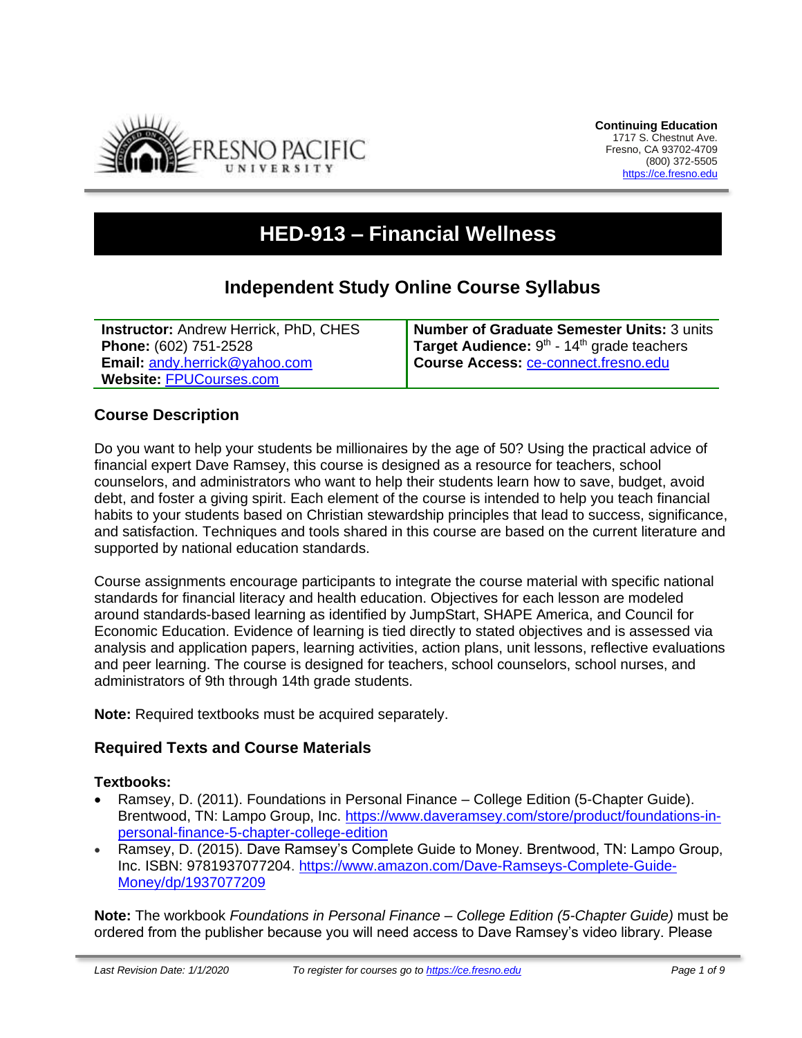**Continuing Education**
1717 S. Chestnut Ave.
Fresno, CA 93702-4709
(800) 372-5505
https://ce.fresno.edu

# HED-913 – Financial Wellness

## Independent Study Online Course Syllabus

| | |
|---|---|
| **Instructor:** Andrew Herrick, PhD, CHES<br>**Phone:** (602) 751-2528<br>**Email:** andy.herrick@yahoo.com<br>**Website:** FPUCourses.com | **Number of Graduate Semester Units:** 3 units<br>**Target Audience:** 9th - 14th grade teachers<br>**Course Access:** ce-connect.fresno.edu |

### Course Description

Do you want to help your students be millionaires by the age of 50? Using the practical advice of financial expert Dave Ramsey, this course is designed as a resource for teachers, school counselors, and administrators who want to help their students learn how to save, budget, avoid debt, and foster a giving spirit. Each element of the course is intended to help you teach financial habits to your students based on Christian stewardship principles that lead to success, significance, and satisfaction. Techniques and tools shared in this course are based on the current literature and supported by national education standards.

Course assignments encourage participants to integrate the course material with specific national standards for financial literacy and health education. Objectives for each lesson are modeled around standards-based learning as identified by JumpStart, SHAPE America, and Council for Economic Education. Evidence of learning is tied directly to stated objectives and is assessed via analysis and application papers, learning activities, action plans, unit lessons, reflective evaluations and peer learning. The course is designed for teachers, school counselors, school nurses, and administrators of 9th through 14th grade students.

**Note:** Required textbooks must be acquired separately.

### Required Texts and Course Materials

**Textbooks:**

- Ramsey, D. (2011). Foundations in Personal Finance – College Edition (5-Chapter Guide). Brentwood, TN: Lampo Group, Inc. https://www.daveramsey.com/store/product/foundations-in-personal-finance-5-chapter-college-edition
- Ramsey, D. (2015). Dave Ramsey's Complete Guide to Money. Brentwood, TN: Lampo Group, Inc. ISBN: 9781937077204. https://www.amazon.com/Dave-Ramseys-Complete-Guide-Money/dp/1937077209

**Note:** The workbook *Foundations in Personal Finance – College Edition (5-Chapter Guide)* must be ordered from the publisher because you will need access to Dave Ramsey's video library. Please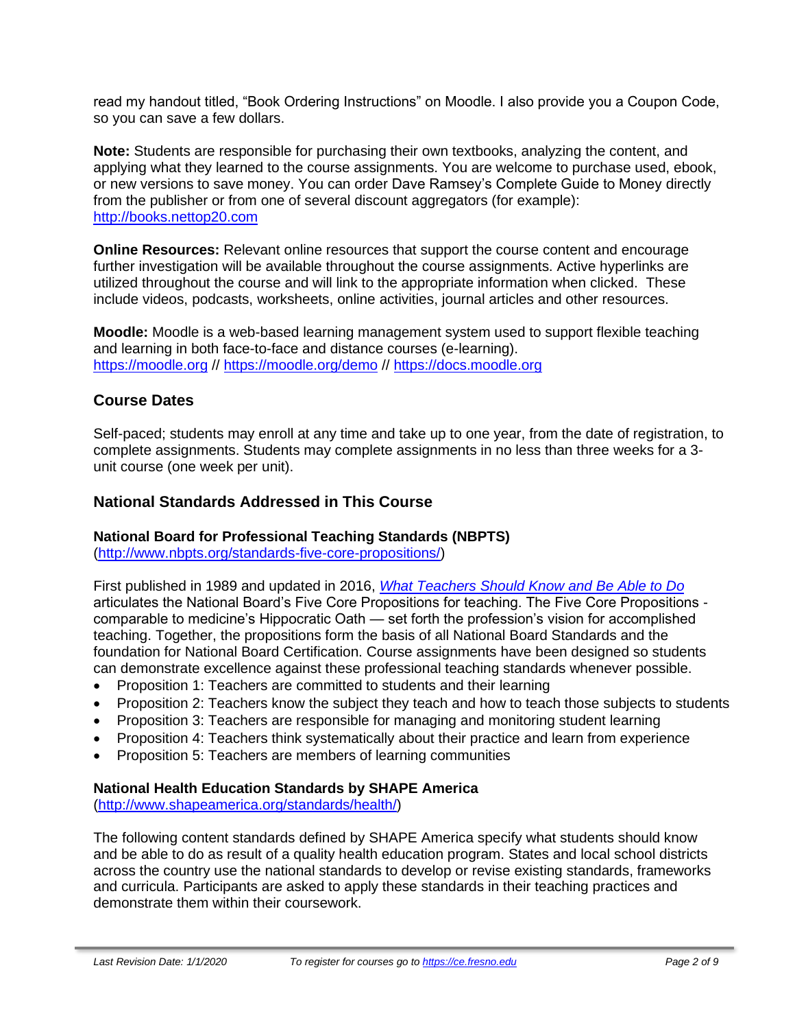read my handout titled, "Book Ordering Instructions" on Moodle. I also provide you a Coupon Code, so you can save a few dollars.

**Note:** Students are responsible for purchasing their own textbooks, analyzing the content, and applying what they learned to the course assignments. You are welcome to purchase used, ebook, or new versions to save money. You can order Dave Ramsey's Complete Guide to Money directly from the publisher or from one of several discount aggregators (for example): [http://books.nettop20.com](http://books.nettop20.com)

**Online Resources:** Relevant online resources that support the course content and encourage further investigation will be available throughout the course assignments. Active hyperlinks are utilized throughout the course and will link to the appropriate information when clicked. These include videos, podcasts, worksheets, online activities, journal articles and other resources.

**Moodle:** Moodle is a web-based learning management system used to support flexible teaching and learning in both face-to-face and distance courses (e-learning). [https://moodle.org](https://moodle.org) // [https://moodle.org/demo](https://moodle.org/demo) // [https://docs.moodle.org](https://docs.moodle.org)

## Course Dates

Self-paced; students may enroll at any time and take up to one year, from the date of registration, to complete assignments. Students may complete assignments in no less than three weeks for a 3-unit course (one week per unit).

## National Standards Addressed in This Course

### National Board for Professional Teaching Standards (NBPTS)

([http://www.nbpts.org/standards-five-core-propositions/](http://www.nbpts.org/standards-five-core-propositions/))

First published in 1989 and updated in 2016, *What Teachers Should Know and Be Able to Do* articulates the National Board's Five Core Propositions for teaching. The Five Core Propositions - comparable to medicine's Hippocratic Oath — set forth the profession's vision for accomplished teaching. Together, the propositions form the basis of all National Board Standards and the foundation for National Board Certification. Course assignments have been designed so students can demonstrate excellence against these professional teaching standards whenever possible.

- Proposition 1: Teachers are committed to students and their learning
- Proposition 2: Teachers know the subject they teach and how to teach those subjects to students
- Proposition 3: Teachers are responsible for managing and monitoring student learning
- Proposition 4: Teachers think systematically about their practice and learn from experience
- Proposition 5: Teachers are members of learning communities

### National Health Education Standards by SHAPE America

([http://www.shapeamerica.org/standards/health/](http://www.shapeamerica.org/standards/health/))

The following content standards defined by SHAPE America specify what students should know and be able to do as result of a quality health education program. States and local school districts across the country use the national standards to develop or revise existing standards, frameworks and curricula. Participants are asked to apply these standards in their teaching practices and demonstrate them within their coursework.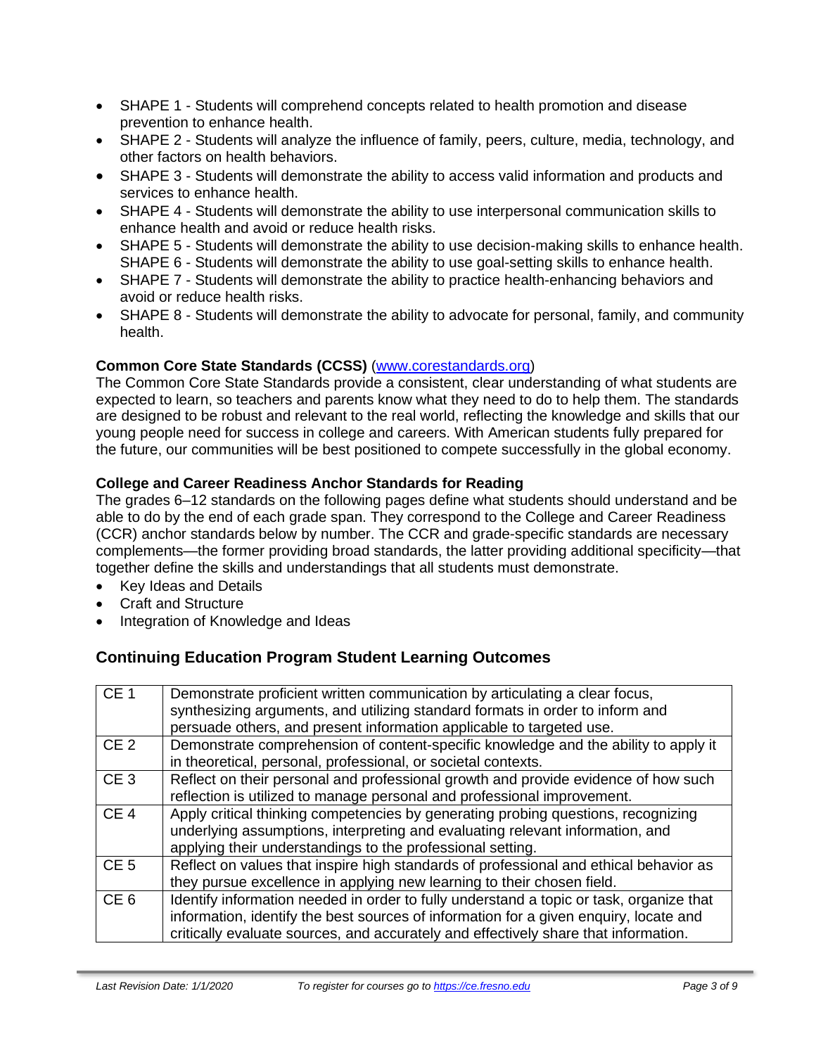- SHAPE 1 - Students will comprehend concepts related to health promotion and disease prevention to enhance health.
- SHAPE 2 - Students will analyze the influence of family, peers, culture, media, technology, and other factors on health behaviors.
- SHAPE 3 - Students will demonstrate the ability to access valid information and products and services to enhance health.
- SHAPE 4 - Students will demonstrate the ability to use interpersonal communication skills to enhance health and avoid or reduce health risks.
- SHAPE 5 - Students will demonstrate the ability to use decision-making skills to enhance health. SHAPE 6 - Students will demonstrate the ability to use goal-setting skills to enhance health.
- SHAPE 7 - Students will demonstrate the ability to practice health-enhancing behaviors and avoid or reduce health risks.
- SHAPE 8 - Students will demonstrate the ability to advocate for personal, family, and community health.

**Common Core State Standards (CCSS)** (www.corestandards.org)
The Common Core State Standards provide a consistent, clear understanding of what students are expected to learn, so teachers and parents know what they need to do to help them. The standards are designed to be robust and relevant to the real world, reflecting the knowledge and skills that our young people need for success in college and careers. With American students fully prepared for the future, our communities will be best positioned to compete successfully in the global economy.

**College and Career Readiness Anchor Standards for Reading**
The grades 6–12 standards on the following pages define what students should understand and be able to do by the end of each grade span. They correspond to the College and Career Readiness (CCR) anchor standards below by number. The CCR and grade-specific standards are necessary complements—the former providing broad standards, the latter providing additional specificity—that together define the skills and understandings that all students must demonstrate.

- Key Ideas and Details
- Craft and Structure
- Integration of Knowledge and Ideas

## Continuing Education Program Student Learning Outcomes

| | |
|---|---|
| CE 1 | Demonstrate proficient written communication by articulating a clear focus, synthesizing arguments, and utilizing standard formats in order to inform and persuade others, and present information applicable to targeted use. |
| CE 2 | Demonstrate comprehension of content-specific knowledge and the ability to apply it in theoretical, personal, professional, or societal contexts. |
| CE 3 | Reflect on their personal and professional growth and provide evidence of how such reflection is utilized to manage personal and professional improvement. |
| CE 4 | Apply critical thinking competencies by generating probing questions, recognizing underlying assumptions, interpreting and evaluating relevant information, and applying their understandings to the professional setting. |
| CE 5 | Reflect on values that inspire high standards of professional and ethical behavior as they pursue excellence in applying new learning to their chosen field. |
| CE 6 | Identify information needed in order to fully understand a topic or task, organize that information, identify the best sources of information for a given enquiry, locate and critically evaluate sources, and accurately and effectively share that information. |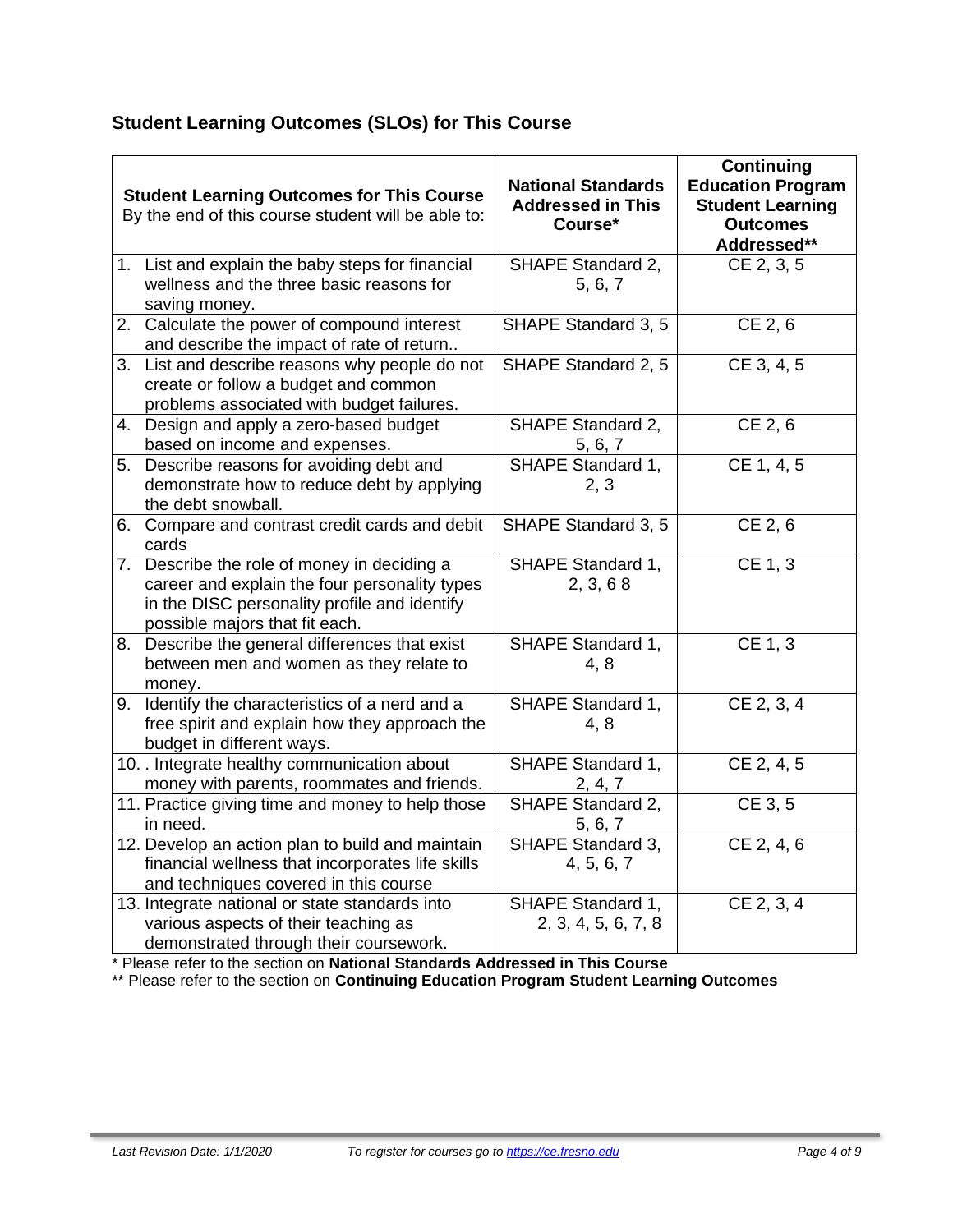## Student Learning Outcomes (SLOs) for This Course

| **Student Learning Outcomes for This Course** By the end of this course student will be able to: | **National Standards Addressed in This Course*** | **Continuing Education Program Student Learning Outcomes Addressed**** |
|---|---|---|
| 1. List and explain the baby steps for financial wellness and the three basic reasons for saving money. | SHAPE Standard 2, 5, 6, 7 | CE 2, 3, 5 |
| 2. Calculate the power of compound interest and describe the impact of rate of return.. | SHAPE Standard 3, 5 | CE 2, 6 |
| 3. List and describe reasons why people do not create or follow a budget and common problems associated with budget failures. | SHAPE Standard 2, 5 | CE 3, 4, 5 |
| 4. Design and apply a zero-based budget based on income and expenses. | SHAPE Standard 2, 5, 6, 7 | CE 2, 6 |
| 5. Describe reasons for avoiding debt and demonstrate how to reduce debt by applying the debt snowball. | SHAPE Standard 1, 2, 3 | CE 1, 4, 5 |
| 6. Compare and contrast credit cards and debit cards | SHAPE Standard 3, 5 | CE 2, 6 |
| 7. Describe the role of money in deciding a career and explain the four personality types in the DISC personality profile and identify possible majors that fit each. | SHAPE Standard 1, 2, 3, 6 8 | CE 1, 3 |
| 8. Describe the general differences that exist between men and women as they relate to money. | SHAPE Standard 1, 4, 8 | CE 1, 3 |
| 9. Identify the characteristics of a nerd and a free spirit and explain how they approach the budget in different ways. | SHAPE Standard 1, 4, 8 | CE 2, 3, 4 |
| 10. . Integrate healthy communication about money with parents, roommates and friends. | SHAPE Standard 1, 2, 4, 7 | CE 2, 4, 5 |
| 11. Practice giving time and money to help those in need. | SHAPE Standard 2, 5, 6, 7 | CE 3, 5 |
| 12. Develop an action plan to build and maintain financial wellness that incorporates life skills and techniques covered in this course | SHAPE Standard 3, 4, 5, 6, 7 | CE 2, 4, 6 |
| 13. Integrate national or state standards into various aspects of their teaching as demonstrated through their coursework. | SHAPE Standard 1, 2, 3, 4, 5, 6, 7, 8 | CE 2, 3, 4 |

* Please refer to the section on **National Standards Addressed in This Course**

** Please refer to the section on **Continuing Education Program Student Learning Outcomes**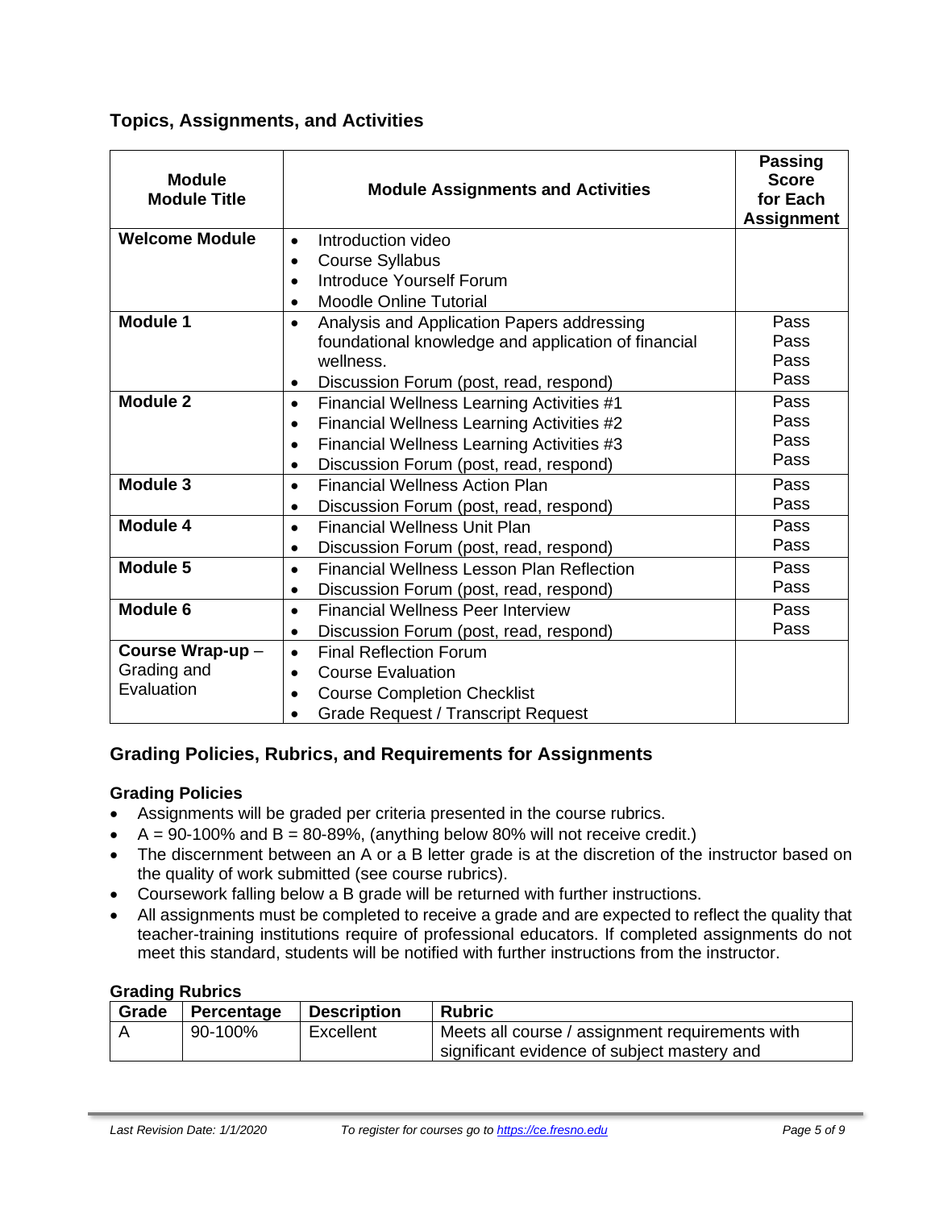## Topics, Assignments, and Activities

| Module Module Title | Module Assignments and Activities | Passing Score for Each Assignment |
| --- | --- | --- |
| **Welcome Module** | • Introduction video<br>• Course Syllabus<br>• Introduce Yourself Forum<br>• Moodle Online Tutorial | |
| **Module 1** | • Analysis and Application Papers addressing foundational knowledge and application of financial wellness.<br>• Discussion Forum (post, read, respond) | Pass<br>Pass<br>Pass<br>Pass |
| **Module 2** | • Financial Wellness Learning Activities #1<br>• Financial Wellness Learning Activities #2<br>• Financial Wellness Learning Activities #3<br>• Discussion Forum (post, read, respond) | Pass<br>Pass<br>Pass<br>Pass |
| **Module 3** | • Financial Wellness Action Plan<br>• Discussion Forum (post, read, respond) | Pass<br>Pass |
| **Module 4** | • Financial Wellness Unit Plan<br>• Discussion Forum (post, read, respond) | Pass<br>Pass |
| **Module 5** | • Financial Wellness Lesson Plan Reflection<br>• Discussion Forum (post, read, respond) | Pass<br>Pass |
| **Module 6** | • Financial Wellness Peer Interview<br>• Discussion Forum (post, read, respond) | Pass<br>Pass |
| **Course Wrap-up** – Grading and Evaluation | • Final Reflection Forum<br>• Course Evaluation<br>• Course Completion Checklist<br>• Grade Request / Transcript Request | |

## Grading Policies, Rubrics, and Requirements for Assignments

### Grading Policies

- Assignments will be graded per criteria presented in the course rubrics.
- A = 90-100% and B = 80-89%, (anything below 80% will not receive credit.)
- The discernment between an A or a B letter grade is at the discretion of the instructor based on the quality of work submitted (see course rubrics).
- Coursework falling below a B grade will be returned with further instructions.
- All assignments must be completed to receive a grade and are expected to reflect the quality that teacher-training institutions require of professional educators. If completed assignments do not meet this standard, students will be notified with further instructions from the instructor.

### Grading Rubrics

| Grade | Percentage | Description | Rubric |
| --- | --- | --- | --- |
| A | 90-100% | Excellent | Meets all course / assignment requirements with significant evidence of subject mastery and |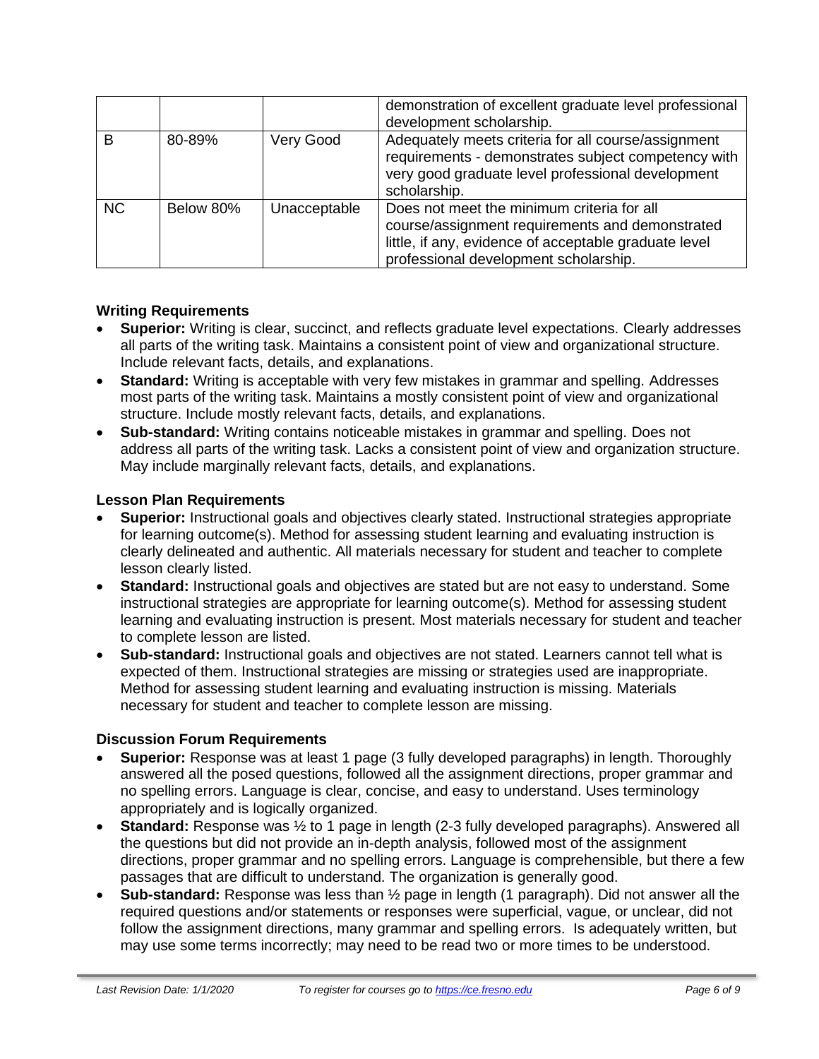| | | | |
|---|---|---|---|
| | | | demonstration of excellent graduate level professional development scholarship. |
| B | 80-89% | Very Good | Adequately meets criteria for all course/assignment requirements - demonstrates subject competency with very good graduate level professional development scholarship. |
| NC | Below 80% | Unacceptable | Does not meet the minimum criteria for all course/assignment requirements and demonstrated little, if any, evidence of acceptable graduate level professional development scholarship. |

### Writing Requirements

- **Superior:** Writing is clear, succinct, and reflects graduate level expectations. Clearly addresses all parts of the writing task. Maintains a consistent point of view and organizational structure. Include relevant facts, details, and explanations.
- **Standard:** Writing is acceptable with very few mistakes in grammar and spelling. Addresses most parts of the writing task. Maintains a mostly consistent point of view and organizational structure. Include mostly relevant facts, details, and explanations.
- **Sub-standard:** Writing contains noticeable mistakes in grammar and spelling. Does not address all parts of the writing task. Lacks a consistent point of view and organization structure. May include marginally relevant facts, details, and explanations.

### Lesson Plan Requirements

- **Superior:** Instructional goals and objectives clearly stated. Instructional strategies appropriate for learning outcome(s). Method for assessing student learning and evaluating instruction is clearly delineated and authentic. All materials necessary for student and teacher to complete lesson clearly listed.
- **Standard:** Instructional goals and objectives are stated but are not easy to understand. Some instructional strategies are appropriate for learning outcome(s). Method for assessing student learning and evaluating instruction is present. Most materials necessary for student and teacher to complete lesson are listed.
- **Sub-standard:** Instructional goals and objectives are not stated. Learners cannot tell what is expected of them. Instructional strategies are missing or strategies used are inappropriate. Method for assessing student learning and evaluating instruction is missing. Materials necessary for student and teacher to complete lesson are missing.

### Discussion Forum Requirements

- **Superior:** Response was at least 1 page (3 fully developed paragraphs) in length. Thoroughly answered all the posed questions, followed all the assignment directions, proper grammar and no spelling errors. Language is clear, concise, and easy to understand. Uses terminology appropriately and is logically organized.
- **Standard:** Response was ½ to 1 page in length (2-3 fully developed paragraphs). Answered all the questions but did not provide an in-depth analysis, followed most of the assignment directions, proper grammar and no spelling errors. Language is comprehensible, but there a few passages that are difficult to understand. The organization is generally good.
- **Sub-standard:** Response was less than ½ page in length (1 paragraph). Did not answer all the required questions and/or statements or responses were superficial, vague, or unclear, did not follow the assignment directions, many grammar and spelling errors. Is adequately written, but may use some terms incorrectly; may need to be read two or more times to be understood.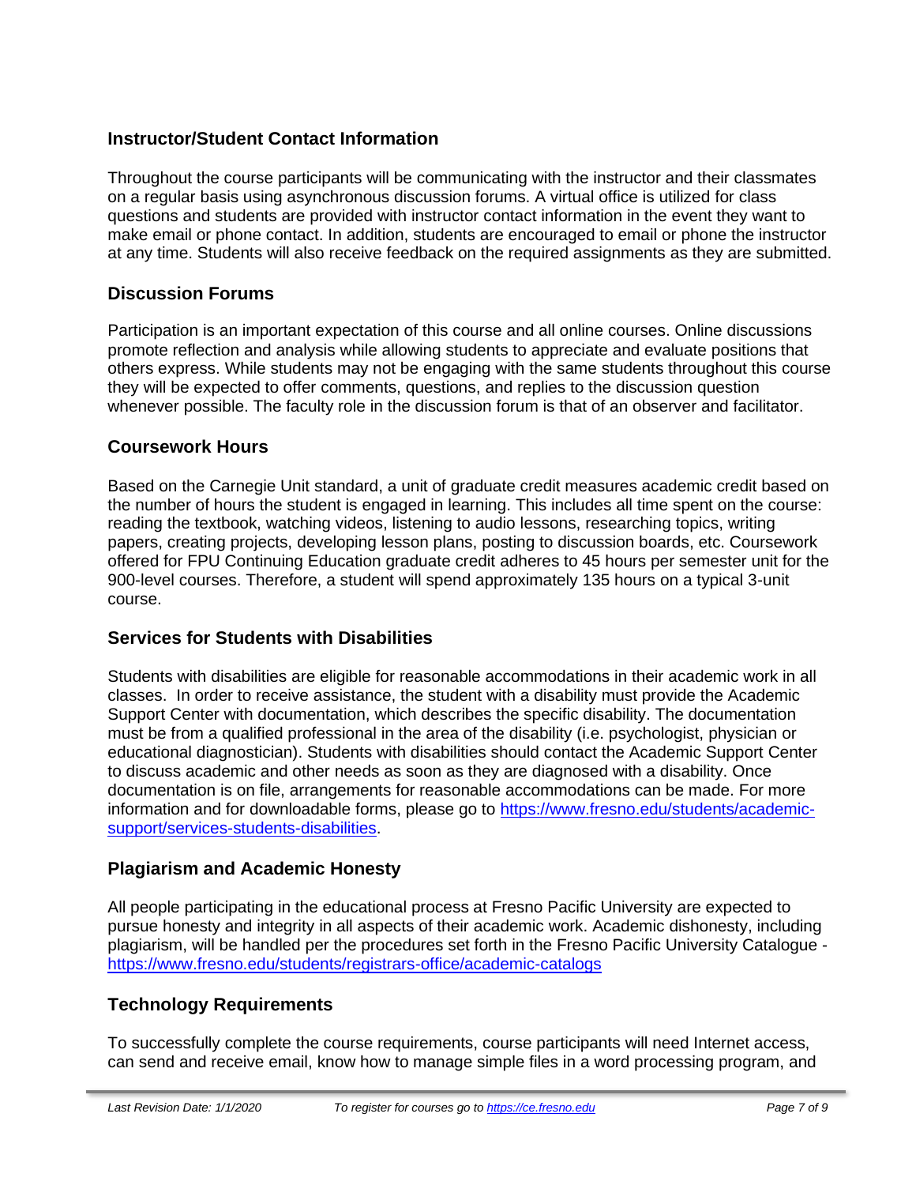## Instructor/Student Contact Information

Throughout the course participants will be communicating with the instructor and their classmates on a regular basis using asynchronous discussion forums. A virtual office is utilized for class questions and students are provided with instructor contact information in the event they want to make email or phone contact. In addition, students are encouraged to email or phone the instructor at any time. Students will also receive feedback on the required assignments as they are submitted.

## Discussion Forums

Participation is an important expectation of this course and all online courses. Online discussions promote reflection and analysis while allowing students to appreciate and evaluate positions that others express. While students may not be engaging with the same students throughout this course they will be expected to offer comments, questions, and replies to the discussion question whenever possible. The faculty role in the discussion forum is that of an observer and facilitator.

## Coursework Hours

Based on the Carnegie Unit standard, a unit of graduate credit measures academic credit based on the number of hours the student is engaged in learning. This includes all time spent on the course: reading the textbook, watching videos, listening to audio lessons, researching topics, writing papers, creating projects, developing lesson plans, posting to discussion boards, etc. Coursework offered for FPU Continuing Education graduate credit adheres to 45 hours per semester unit for the 900-level courses. Therefore, a student will spend approximately 135 hours on a typical 3-unit course.

## Services for Students with Disabilities

Students with disabilities are eligible for reasonable accommodations in their academic work in all classes. In order to receive assistance, the student with a disability must provide the Academic Support Center with documentation, which describes the specific disability. The documentation must be from a qualified professional in the area of the disability (i.e. psychologist, physician or educational diagnostician). Students with disabilities should contact the Academic Support Center to discuss academic and other needs as soon as they are diagnosed with a disability. Once documentation is on file, arrangements for reasonable accommodations can be made. For more information and for downloadable forms, please go to [https://www.fresno.edu/students/academic-support/services-students-disabilities](https://www.fresno.edu/students/academic-support/services-students-disabilities).

## Plagiarism and Academic Honesty

All people participating in the educational process at Fresno Pacific University are expected to pursue honesty and integrity in all aspects of their academic work. Academic dishonesty, including plagiarism, will be handled per the procedures set forth in the Fresno Pacific University Catalogue - [https://www.fresno.edu/students/registrars-office/academic-catalogs](https://www.fresno.edu/students/registrars-office/academic-catalogs)

## Technology Requirements

To successfully complete the course requirements, course participants will need Internet access, can send and receive email, know how to manage simple files in a word processing program, and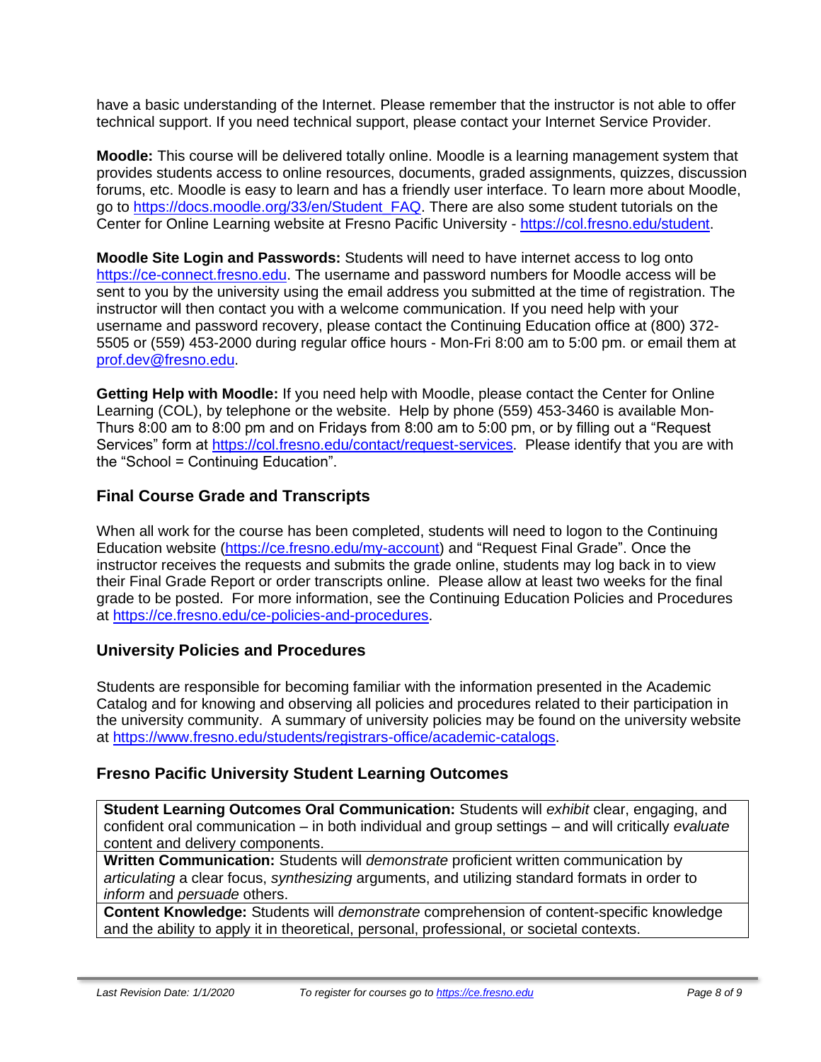have a basic understanding of the Internet. Please remember that the instructor is not able to offer technical support. If you need technical support, please contact your Internet Service Provider.

**Moodle:** This course will be delivered totally online. Moodle is a learning management system that provides students access to online resources, documents, graded assignments, quizzes, discussion forums, etc. Moodle is easy to learn and has a friendly user interface. To learn more about Moodle, go to https://docs.moodle.org/33/en/Student_FAQ. There are also some student tutorials on the Center for Online Learning website at Fresno Pacific University - https://col.fresno.edu/student.

**Moodle Site Login and Passwords:** Students will need to have internet access to log onto https://ce-connect.fresno.edu. The username and password numbers for Moodle access will be sent to you by the university using the email address you submitted at the time of registration. The instructor will then contact you with a welcome communication. If you need help with your username and password recovery, please contact the Continuing Education office at (800) 372-5505 or (559) 453-2000 during regular office hours - Mon-Fri 8:00 am to 5:00 pm. or email them at prof.dev@fresno.edu.

**Getting Help with Moodle:** If you need help with Moodle, please contact the Center for Online Learning (COL), by telephone or the website. Help by phone (559) 453-3460 is available Mon-Thurs 8:00 am to 8:00 pm and on Fridays from 8:00 am to 5:00 pm, or by filling out a "Request Services" form at https://col.fresno.edu/contact/request-services. Please identify that you are with the "School = Continuing Education".

## Final Course Grade and Transcripts

When all work for the course has been completed, students will need to logon to the Continuing Education website (https://ce.fresno.edu/my-account) and "Request Final Grade". Once the instructor receives the requests and submits the grade online, students may log back in to view their Final Grade Report or order transcripts online. Please allow at least two weeks for the final grade to be posted. For more information, see the Continuing Education Policies and Procedures at https://ce.fresno.edu/ce-policies-and-procedures.

## University Policies and Procedures

Students are responsible for becoming familiar with the information presented in the Academic Catalog and for knowing and observing all policies and procedures related to their participation in the university community. A summary of university policies may be found on the university website at https://www.fresno.edu/students/registrars-office/academic-catalogs.

## Fresno Pacific University Student Learning Outcomes

| |
|---|
| **Student Learning Outcomes Oral Communication:** Students will *exhibit* clear, engaging, and confident oral communication – in both individual and group settings – and will critically *evaluate* content and delivery components. |
| **Written Communication:** Students will *demonstrate* proficient written communication by *articulating* a clear focus, *synthesizing* arguments, and utilizing standard formats in order to *inform* and *persuade* others. |
| **Content Knowledge:** Students will *demonstrate* comprehension of content-specific knowledge and the ability to apply it in theoretical, personal, professional, or societal contexts. |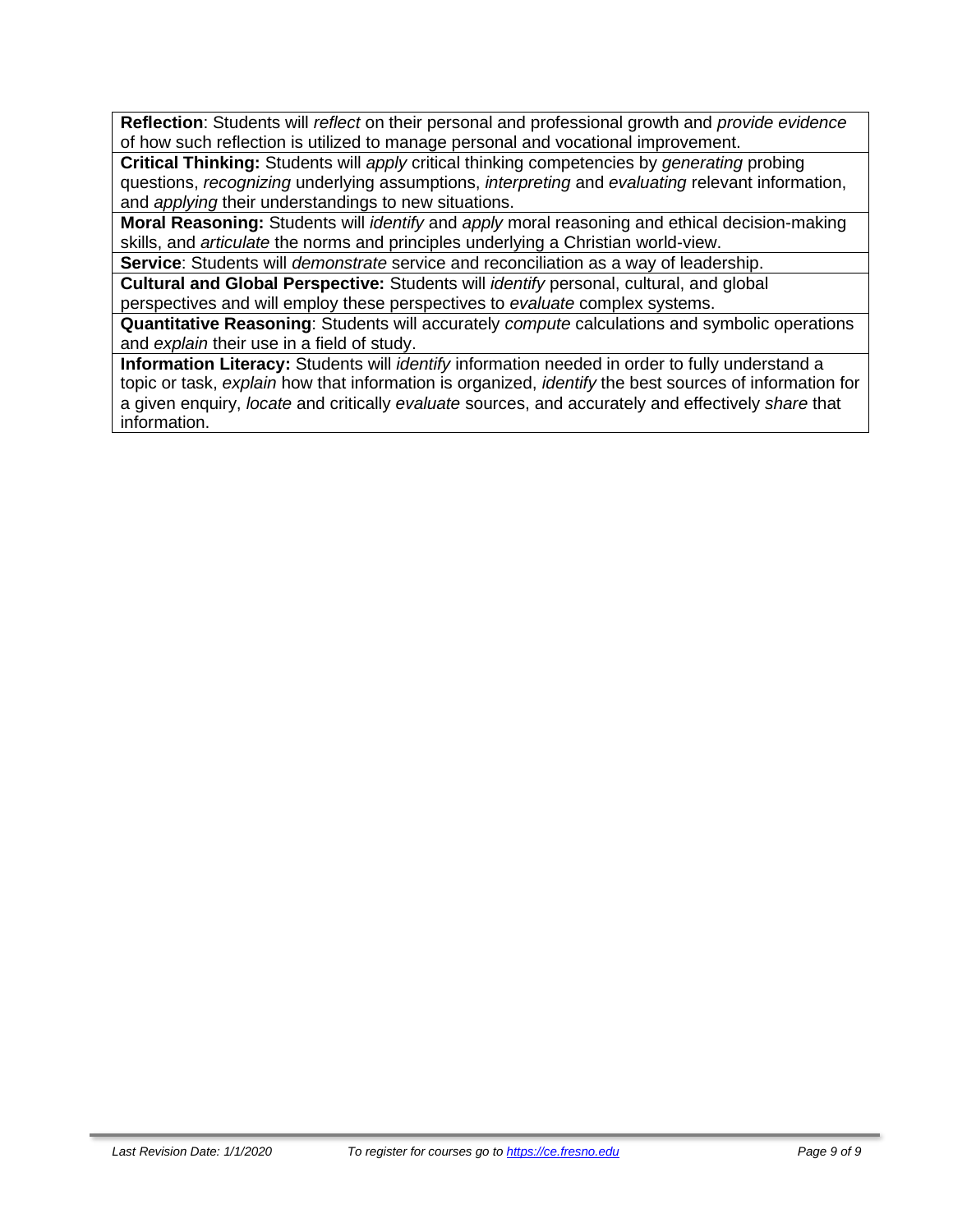| |
|---|
| **Reflection**: Students will *reflect* on their personal and professional growth and *provide evidence* of how such reflection is utilized to manage personal and vocational improvement. |
| **Critical Thinking:** Students will *apply* critical thinking competencies by *generating* probing questions, *recognizing* underlying assumptions, *interpreting* and *evaluating* relevant information, and *applying* their understandings to new situations. |
| **Moral Reasoning:** Students will *identify* and *apply* moral reasoning and ethical decision-making skills, and *articulate* the norms and principles underlying a Christian world-view. |
| **Service**: Students will *demonstrate* service and reconciliation as a way of leadership. |
| **Cultural and Global Perspective:** Students will *identify* personal, cultural, and global perspectives and will employ these perspectives to *evaluate* complex systems. |
| **Quantitative Reasoning**: Students will accurately *compute* calculations and symbolic operations and *explain* their use in a field of study. |
| **Information Literacy:** Students will *identify* information needed in order to fully understand a topic or task, *explain* how that information is organized, *identify* the best sources of information for a given enquiry, *locate* and critically *evaluate* sources, and accurately and effectively *share* that information. |